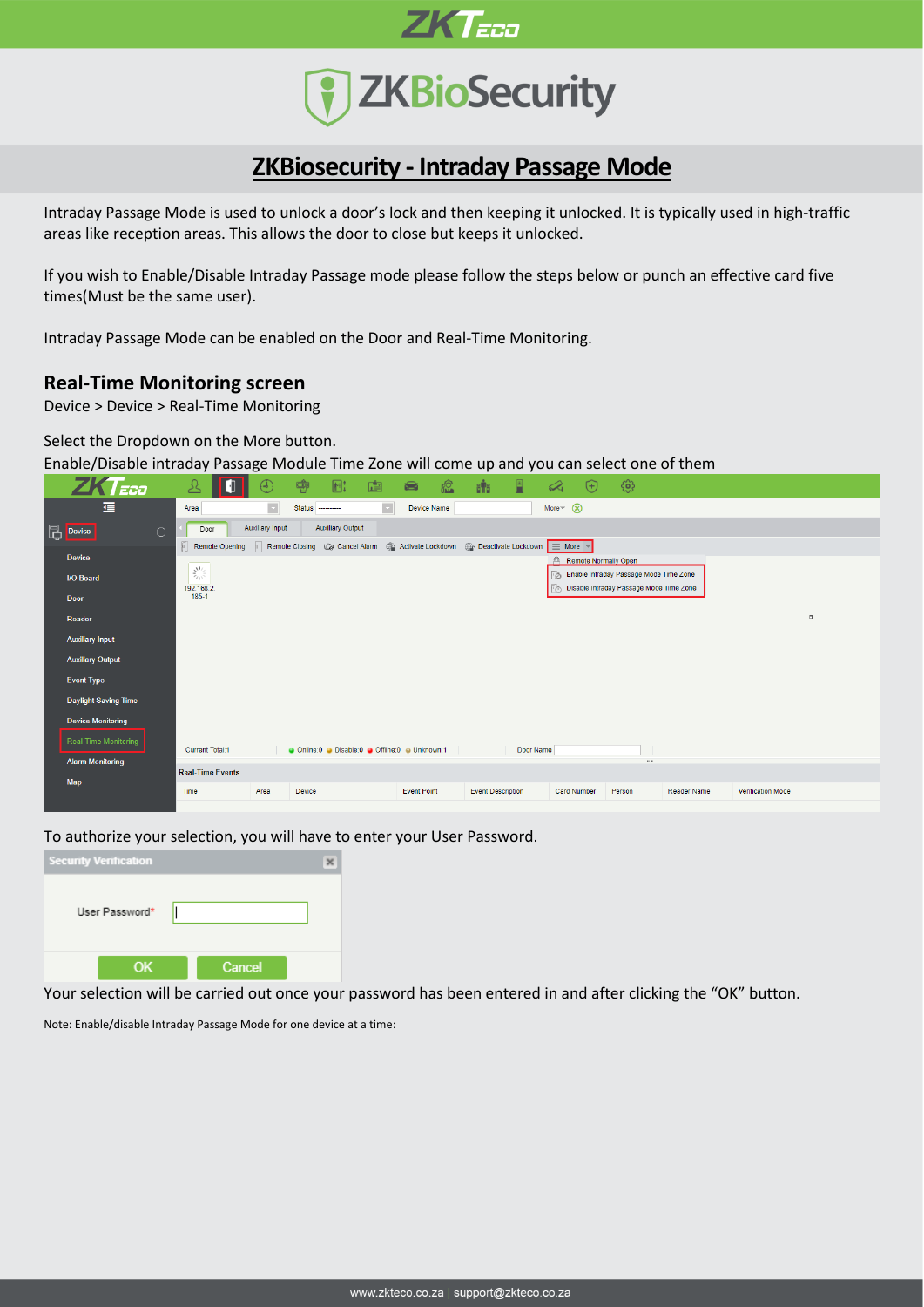# ZKBiosecurity - Intraday Passage Mode

Intraday Passage Mode is used to unlock a door's lock and then keeping it unlocked. It is typically used in high-traffic areas like reception areas. This allows the door to close but keeps it unlocked.

If you wish to Enable/Disable Intraday Passage mode please follow the steps below or punch an effective card five times(Must be the same user).

Intraday Passage Mode can be enabled on the Door and Real-Time Monitoring.

## Real-Time Monitoring screen

Device > Device > Real-Time Monitoring

Select the Dropdown on the More button.

Enable/Disable intraday Passage Module Time Zone will come up and you can select one of them

To authorize your selection, you will have to enter your User Password.

Your selection will be carried out once your password has been entered in and after clicking the "OK" button.

Note: Enable/disable Intraday Passage Mode for one device at a time: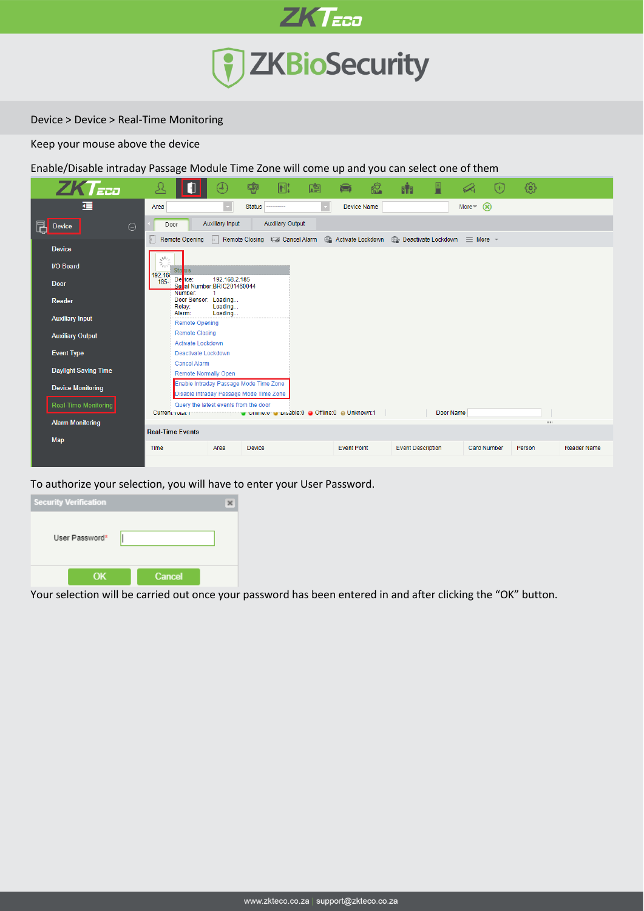Device > Device > Real-Time Monitoring

Keep your mouse above the device

Enable/Disable intraday Passage Module Time Zone will come up and you can select one of them

To authorize your selection, you will have to enter your User Password.

Your selection will be carried out once your password has been entered in and after clicking the "OK" button.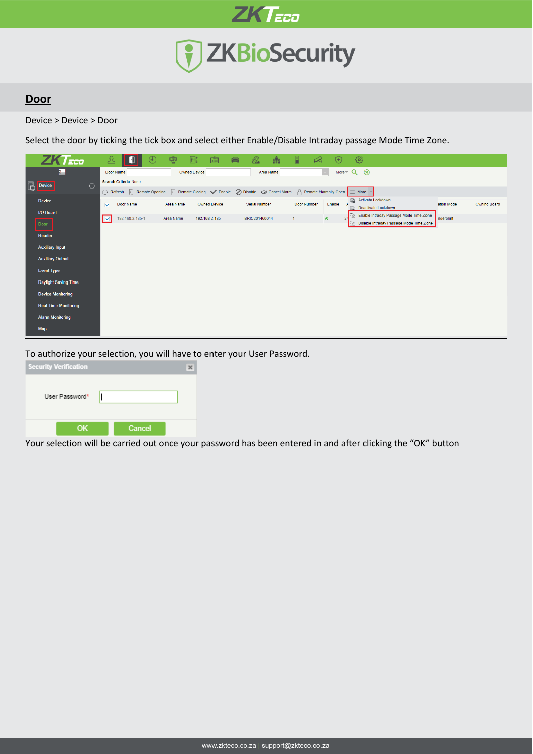## Door

Device > Device > Door

Select the door by ticking the tick box and select either Enable/Disable Intraday passage Mode Time Zone.

To authorize your selection, you will have to enter your User Password.

Your selection will be carried out once your password has been entered in and after clicking the "OK" button